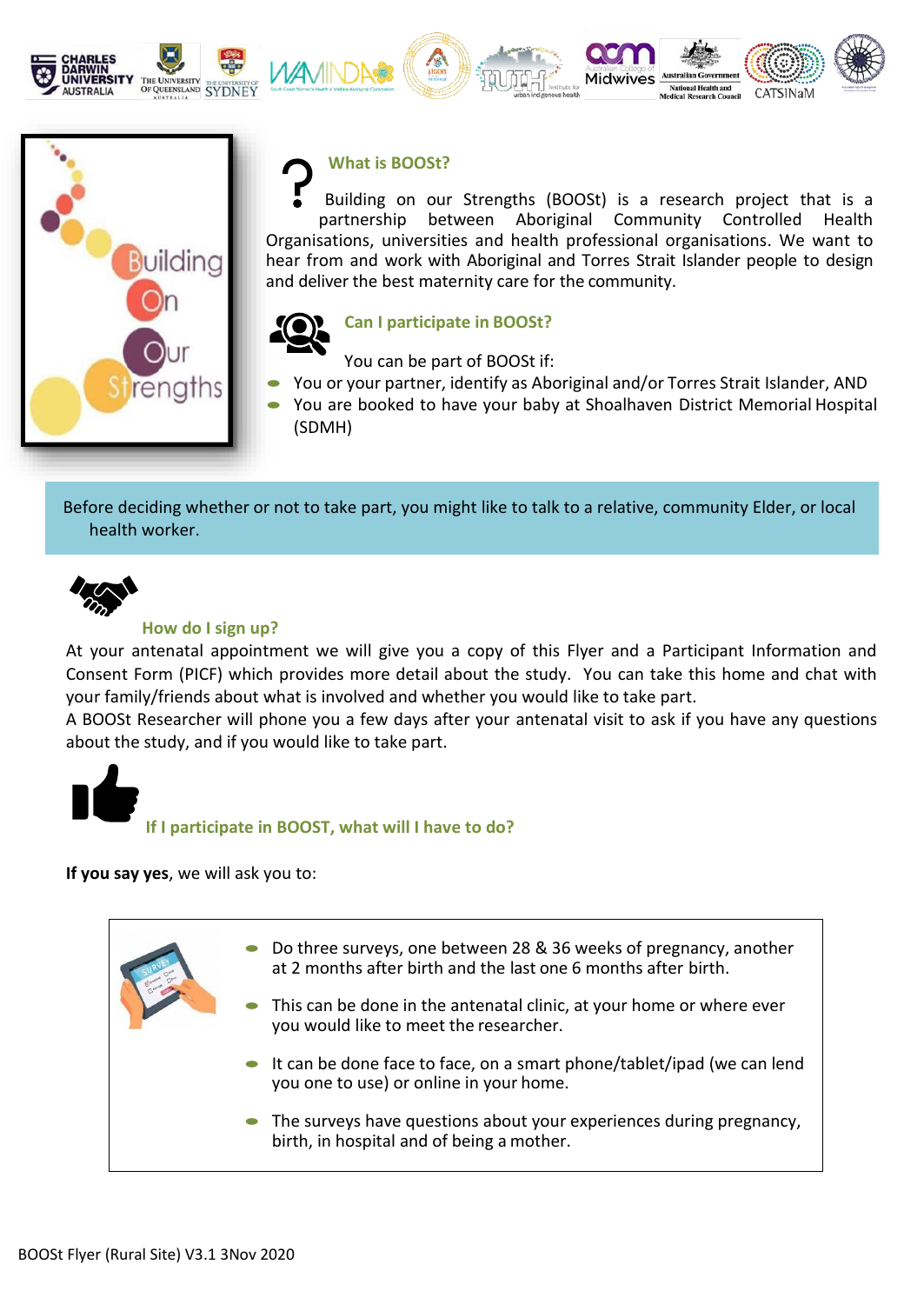Building On Our Strengths

## What is BOOSt?

Building on our Strengths (BOOSt) is a research project that is a partnership between Aboriginal Community Controlled Health Organisations, universities and health professional organisations. We want to hear from and work with Aboriginal and Torres Strait Islander people to design and deliver the best maternity care for the community.

## Can I participate in BOOSt?

You can be part of BOOSt if:

- You or your partner, identify as Aboriginal and/or Torres Strait Islander, AND
- You are booked to have your baby at Shoalhaven District Memorial Hospital (SDMH)

Before deciding whether or not to take part, you might like to talk to a relative, community Elder, or local health worker.

## How do I sign up?

At your antenatal appointment we will give you a copy of this Flyer and a Participant Information and Consent Form (PICF) which provides more detail about the study. You can take this home and chat with your family/friends about what is involved and whether you would like to take part.

A BOOSt Researcher will phone you a few days after your antenatal visit to ask if you have any questions about the study, and if you would like to take part.

## If I participate in BOOST, what will I have to do?

**If you say yes**, we will ask you to:

- Do three surveys, one between 28 & 36 weeks of pregnancy, another at 2 months after birth and the last one 6 months after birth.
- This can be done in the antenatal clinic, at your home or where ever you would like to meet the researcher.
- It can be done face to face, on a smart phone/tablet/ipad (we can lend you one to use) or online in your home.
- The surveys have questions about your experiences during pregnancy, birth, in hospital and of being a mother.

BOOSt Flyer (Rural Site) V3.1 3Nov 2020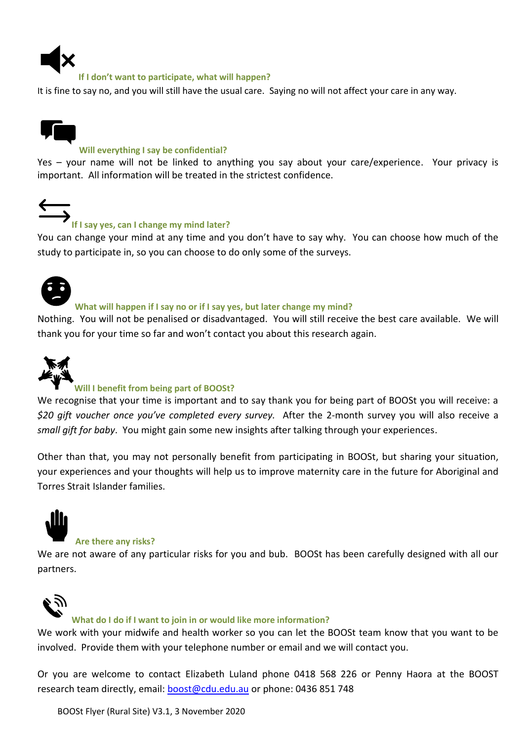### If I don't want to participate, what will happen?

It is fine to say no, and you will still have the usual care. Saying no will not affect your care in any way.

### Will everything I say be confidential?

Yes – your name will not be linked to anything you say about your care/experience. Your privacy is important. All information will be treated in the strictest confidence.

### If I say yes, can I change my mind later?

You can change your mind at any time and you don't have to say why. You can choose how much of the study to participate in, so you can choose to do only some of the surveys.

### What will happen if I say no or if I say yes, but later change my mind?

Nothing. You will not be penalised or disadvantaged. You will still receive the best care available. We will thank you for your time so far and won't contact you about this research again.

### Will I benefit from being part of BOOSt?

We recognise that your time is important and to say thank you for being part of BOOSt you will receive: a *$20 gift voucher once you've completed every survey.* After the 2-month survey you will also receive a *small gift for baby*. You might gain some new insights after talking through your experiences.

Other than that, you may not personally benefit from participating in BOOSt, but sharing your situation, your experiences and your thoughts will help us to improve maternity care in the future for Aboriginal and Torres Strait Islander families.

### Are there any risks?

We are not aware of any particular risks for you and bub. BOOSt has been carefully designed with all our partners.

### What do I do if I want to join in or would like more information?

We work with your midwife and health worker so you can let the BOOSt team know that you want to be involved. Provide them with your telephone number or email and we will contact you.

Or you are welcome to contact Elizabeth Luland phone 0418 568 226 or Penny Haora at the BOOST research team directly, email: [boost@cdu.edu.au](mailto:boost@cdu.edu.au) or phone: 0436 851 748

BOOSt Flyer (Rural Site) V3.1, 3 November 2020